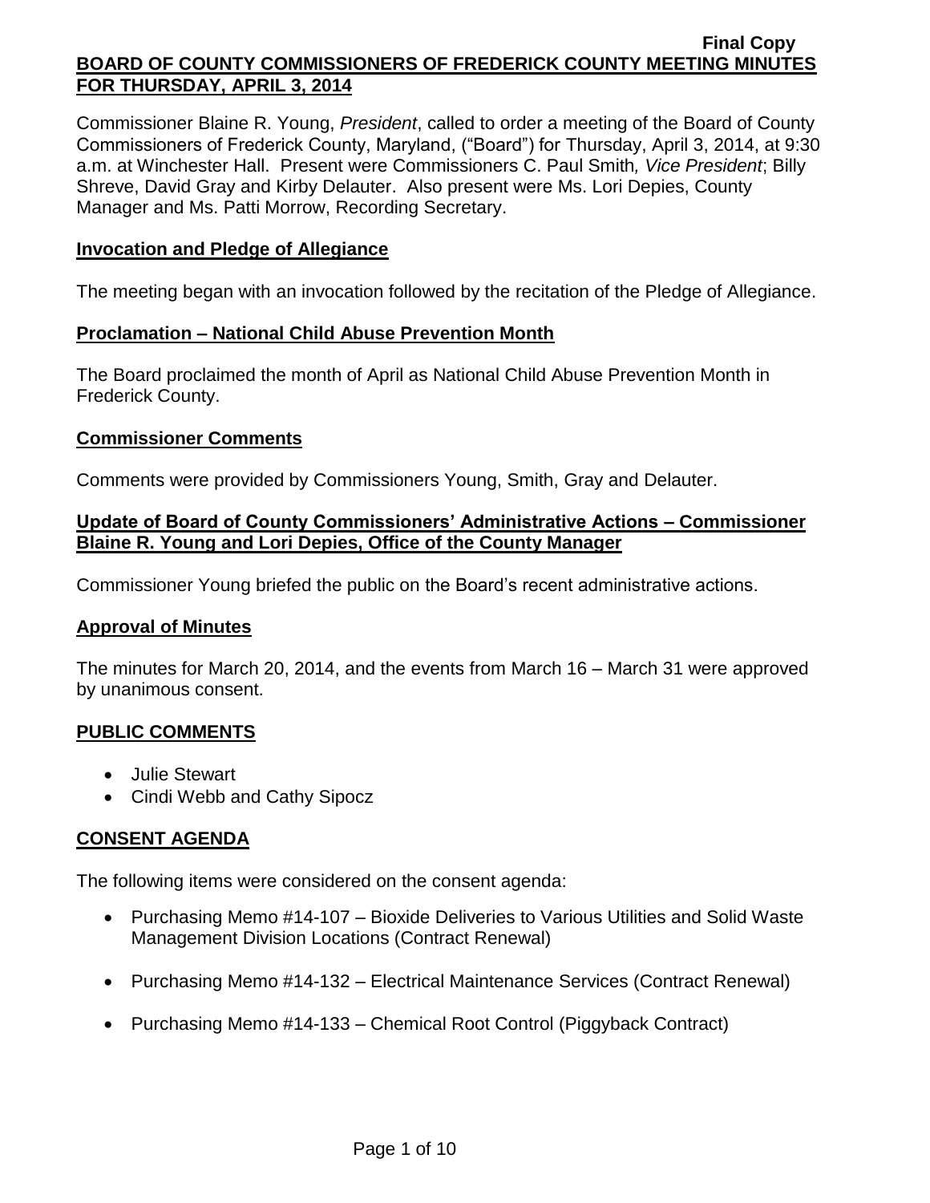Final Copy

# BOARD OF COUNTY COMMISSIONERS OF FREDERICK COUNTY MEETING MINUTES FOR THURSDAY, APRIL 3, 2014

Commissioner Blaine R. Young, *President*, called to order a meeting of the Board of County Commissioners of Frederick County, Maryland, ("Board") for Thursday, April 3, 2014, at 9:30 a.m. at Winchester Hall. Present were Commissioners C. Paul Smith*, Vice President*; Billy Shreve, David Gray and Kirby Delauter. Also present were Ms. Lori Depies, County Manager and Ms. Patti Morrow, Recording Secretary.

## Invocation and Pledge of Allegiance

The meeting began with an invocation followed by the recitation of the Pledge of Allegiance.

## Proclamation – National Child Abuse Prevention Month

The Board proclaimed the month of April as National Child Abuse Prevention Month in Frederick County.

## Commissioner Comments

Comments were provided by Commissioners Young, Smith, Gray and Delauter.

## Update of Board of County Commissioners' Administrative Actions – Commissioner Blaine R. Young and Lori Depies, Office of the County Manager

Commissioner Young briefed the public on the Board's recent administrative actions.

## Approval of Minutes

The minutes for March 20, 2014, and the events from March 16 – March 31 were approved by unanimous consent.

## PUBLIC COMMENTS

- Julie Stewart
- Cindi Webb and Cathy Sipocz

## CONSENT AGENDA

The following items were considered on the consent agenda:

- Purchasing Memo #14-107 – Bioxide Deliveries to Various Utilities and Solid Waste Management Division Locations (Contract Renewal)
- Purchasing Memo #14-132 – Electrical Maintenance Services (Contract Renewal)
- Purchasing Memo #14-133 – Chemical Root Control (Piggyback Contract)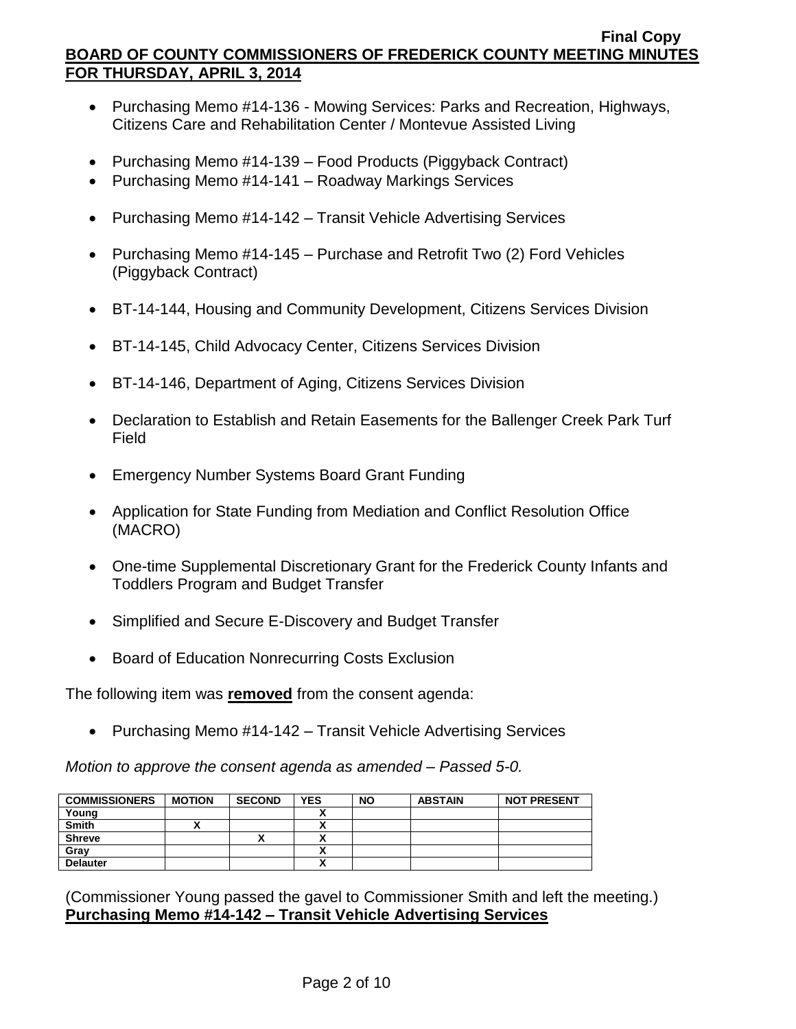- Purchasing Memo #14-136 - Mowing Services: Parks and Recreation, Highways, Citizens Care and Rehabilitation Center / Montevue Assisted Living
- Purchasing Memo #14-139 – Food Products (Piggyback Contract)
- Purchasing Memo #14-141 – Roadway Markings Services
- Purchasing Memo #14-142 – Transit Vehicle Advertising Services
- Purchasing Memo #14-145 – Purchase and Retrofit Two (2) Ford Vehicles (Piggyback Contract)
- BT-14-144, Housing and Community Development, Citizens Services Division
- BT-14-145, Child Advocacy Center, Citizens Services Division
- BT-14-146, Department of Aging, Citizens Services Division
- Declaration to Establish and Retain Easements for the Ballenger Creek Park Turf Field
- Emergency Number Systems Board Grant Funding
- Application for State Funding from Mediation and Conflict Resolution Office (MACRO)
- One-time Supplemental Discretionary Grant for the Frederick County Infants and Toddlers Program and Budget Transfer
- Simplified and Secure E-Discovery and Budget Transfer
- Board of Education Nonrecurring Costs Exclusion

The following item was **removed** from the consent agenda:

- Purchasing Memo #14-142 – Transit Vehicle Advertising Services

*Motion to approve the consent agenda as amended – Passed 5-0.*

| COMMISSIONERS | MOTION | SECOND | YES | NO | ABSTAIN | NOT PRESENT |
|---|---|---|---|---|---|---|
| Young | | | X | | | |
| Smith | X | | X | | | |
| Shreve | | X | X | | | |
| Gray | | | X | | | |
| Delauter | | | X | | | |

(Commissioner Young passed the gavel to Commissioner Smith and left the meeting.)

**Purchasing Memo #14-142 – Transit Vehicle Advertising Services**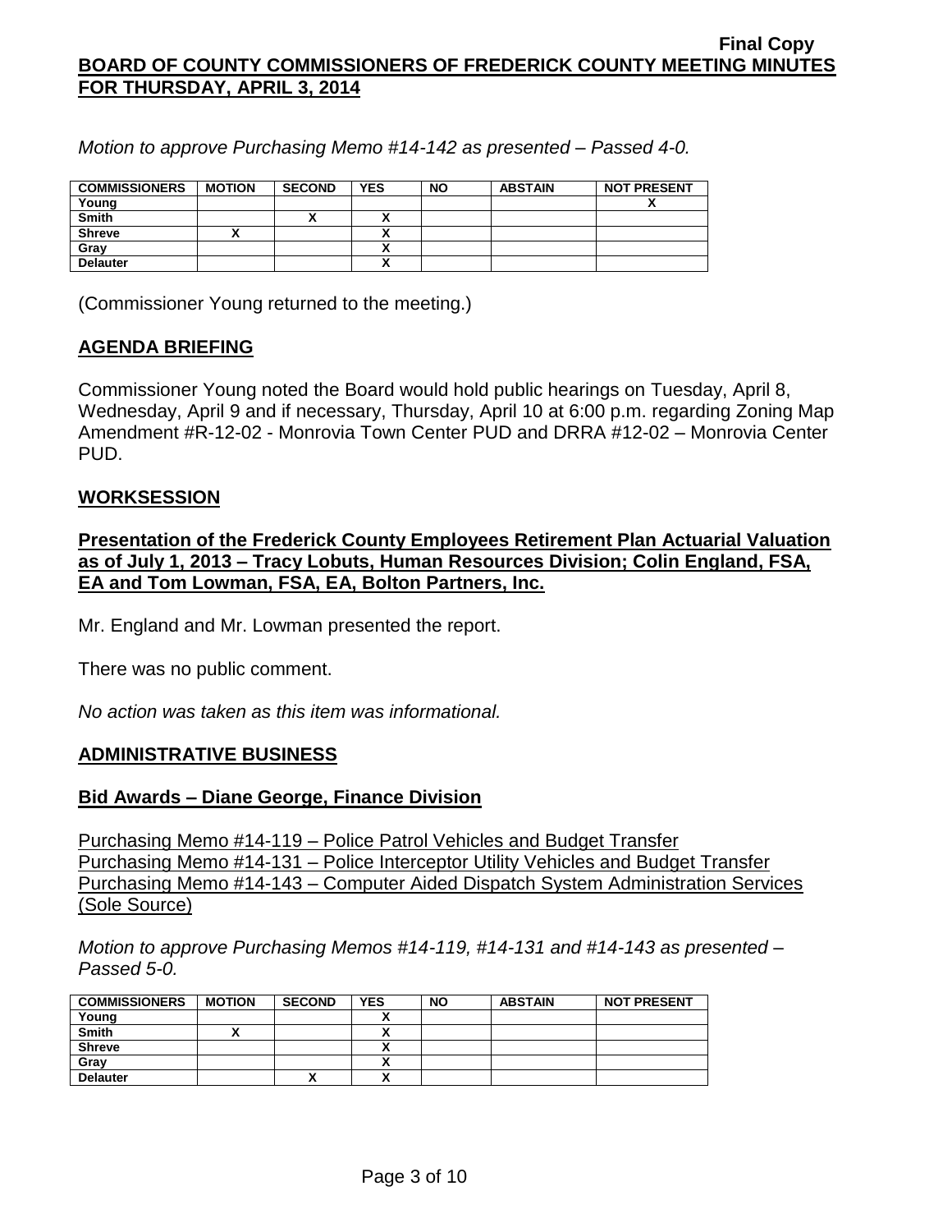*Motion to approve Purchasing Memo #14-142 as presented – Passed 4-0.*

| COMMISSIONERS | MOTION | SECOND | YES | NO | ABSTAIN | NOT PRESENT |
|---|---|---|---|---|---|---|
| Young | | | | | | X |
| Smith | | X | X | | | |
| Shreve | X | | X | | | |
| Gray | | | X | | | |
| Delauter | | | X | | | |

(Commissioner Young returned to the meeting.)

## AGENDA BRIEFING

Commissioner Young noted the Board would hold public hearings on Tuesday, April 8, Wednesday, April 9 and if necessary, Thursday, April 10 at 6:00 p.m. regarding Zoning Map Amendment #R-12-02 - Monrovia Town Center PUD and DRRA #12-02 – Monrovia Center PUD.

## WORKSESSION

### Presentation of the Frederick County Employees Retirement Plan Actuarial Valuation as of July 1, 2013 – Tracy Lobuts, Human Resources Division; Colin England, FSA, EA and Tom Lowman, FSA, EA, Bolton Partners, Inc.

Mr. England and Mr. Lowman presented the report.

There was no public comment.

*No action was taken as this item was informational.*

## ADMINISTRATIVE BUSINESS

### Bid Awards – Diane George, Finance Division

Purchasing Memo #14-119 – Police Patrol Vehicles and Budget Transfer
Purchasing Memo #14-131 – Police Interceptor Utility Vehicles and Budget Transfer
Purchasing Memo #14-143 – Computer Aided Dispatch System Administration Services (Sole Source)

*Motion to approve Purchasing Memos #14-119, #14-131 and #14-143 as presented – Passed 5-0.*

| COMMISSIONERS | MOTION | SECOND | YES | NO | ABSTAIN | NOT PRESENT |
|---|---|---|---|---|---|---|
| Young | | | X | | | |
| Smith | X | | X | | | |
| Shreve | | | X | | | |
| Gray | | | X | | | |
| Delauter | | X | X | | | |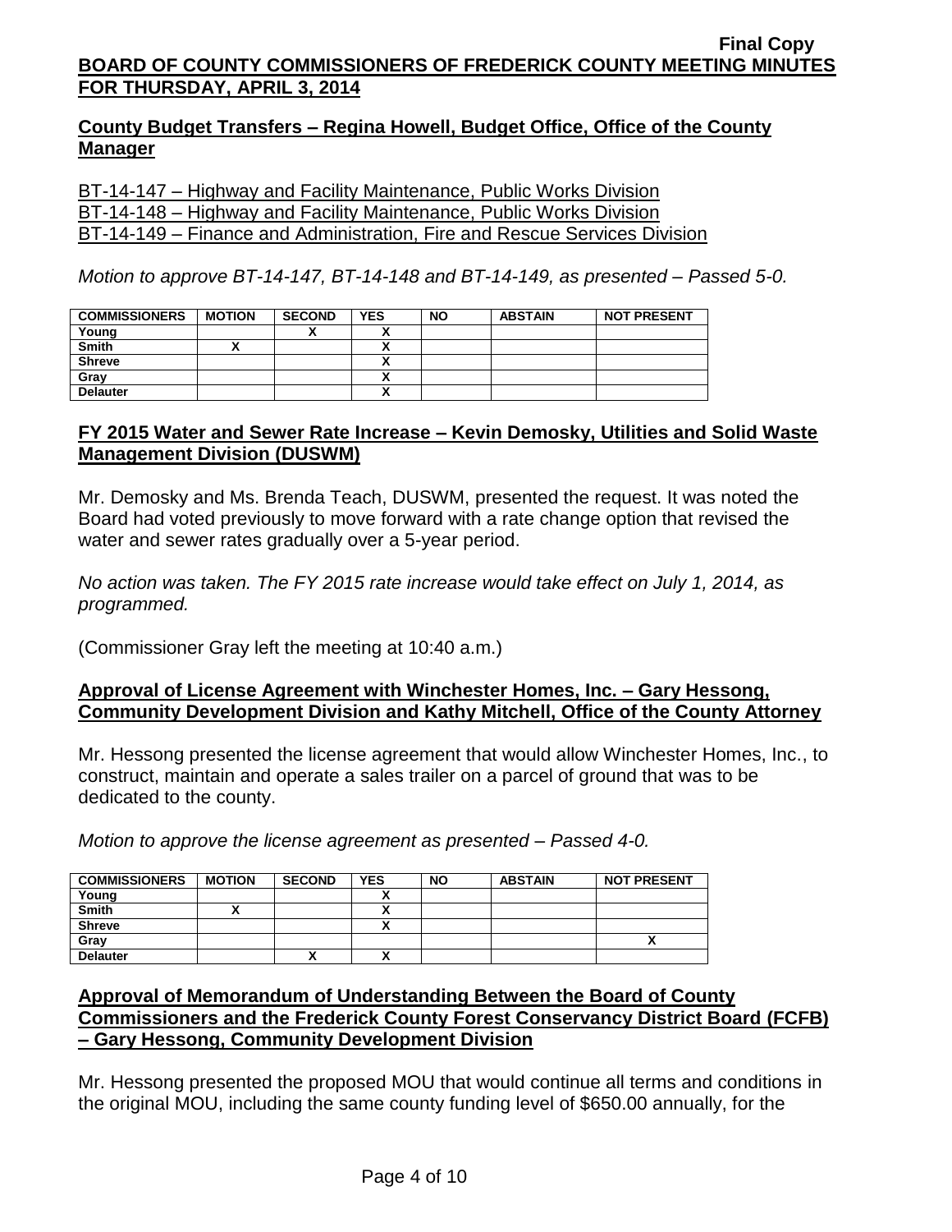## County Budget Transfers – Regina Howell, Budget Office, Office of the County Manager

BT-14-147 – Highway and Facility Maintenance, Public Works Division
BT-14-148 – Highway and Facility Maintenance, Public Works Division
BT-14-149 – Finance and Administration, Fire and Rescue Services Division

*Motion to approve BT-14-147, BT-14-148 and BT-14-149, as presented – Passed 5-0.*

| COMMISSIONERS | MOTION | SECOND | YES | NO | ABSTAIN | NOT PRESENT |
|---|---|---|---|---|---|---|
| Young | | X | X | | | |
| Smith | X | | X | | | |
| Shreve | | | X | | | |
| Gray | | | X | | | |
| Delauter | | | X | | | |

## FY 2015 Water and Sewer Rate Increase – Kevin Demosky, Utilities and Solid Waste Management Division (DUSWM)

Mr. Demosky and Ms. Brenda Teach, DUSWM, presented the request. It was noted the Board had voted previously to move forward with a rate change option that revised the water and sewer rates gradually over a 5-year period.

*No action was taken. The FY 2015 rate increase would take effect on July 1, 2014, as programmed.*

(Commissioner Gray left the meeting at 10:40 a.m.)

## Approval of License Agreement with Winchester Homes, Inc. – Gary Hessong, Community Development Division and Kathy Mitchell, Office of the County Attorney

Mr. Hessong presented the license agreement that would allow Winchester Homes, Inc., to construct, maintain and operate a sales trailer on a parcel of ground that was to be dedicated to the county.

*Motion to approve the license agreement as presented – Passed 4-0.*

| COMMISSIONERS | MOTION | SECOND | YES | NO | ABSTAIN | NOT PRESENT |
|---|---|---|---|---|---|---|
| Young | | | X | | | |
| Smith | X | | X | | | |
| Shreve | | | X | | | |
| Gray | | | | | | X |
| Delauter | | X | X | | | |

## Approval of Memorandum of Understanding Between the Board of County Commissioners and the Frederick County Forest Conservancy District Board (FCFB) – Gary Hessong, Community Development Division

Mr. Hessong presented the proposed MOU that would continue all terms and conditions in the original MOU, including the same county funding level of $650.00 annually, for the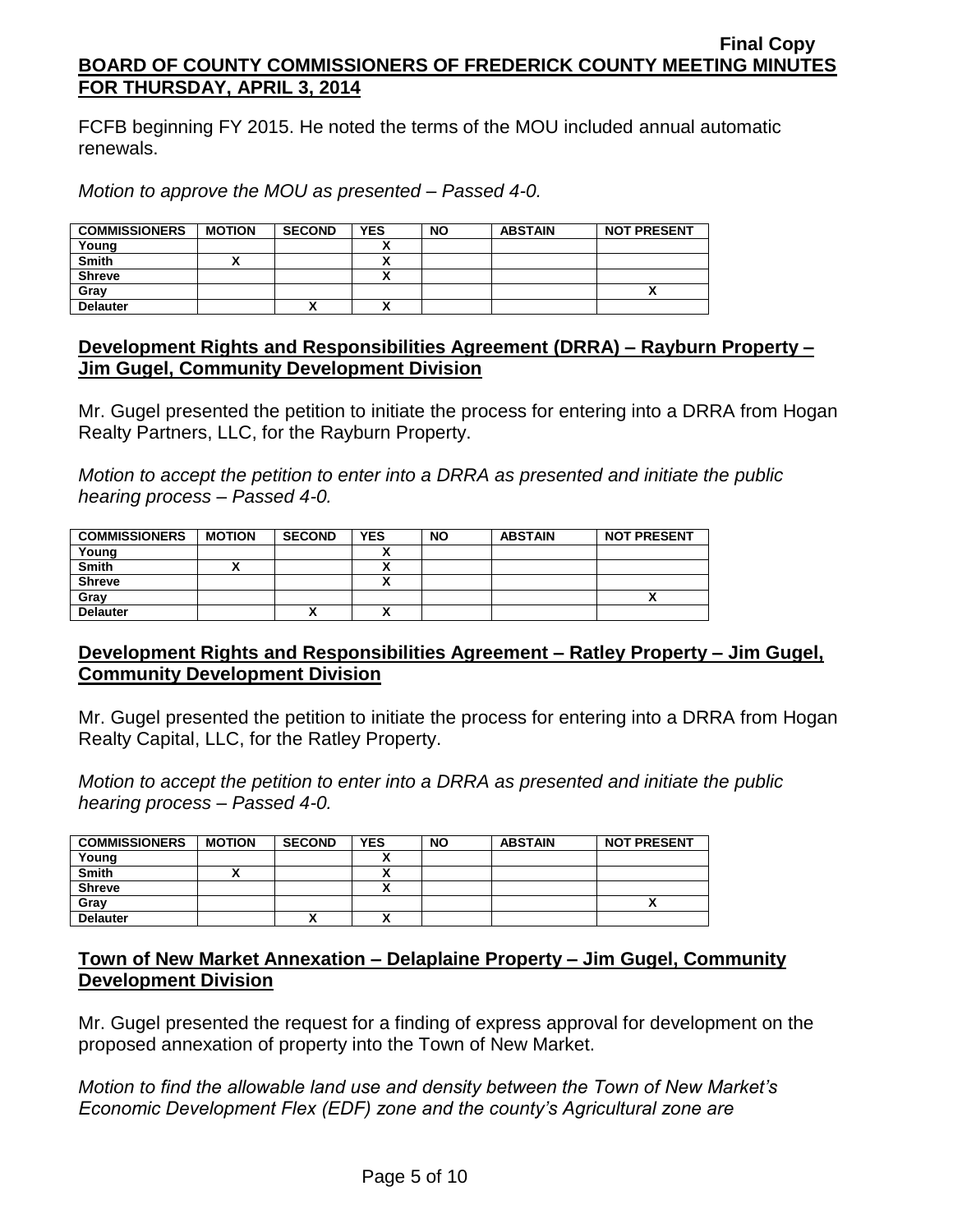FCFB beginning FY 2015. He noted the terms of the MOU included annual automatic renewals.

*Motion to approve the MOU as presented – Passed 4-0.*

| COMMISSIONERS | MOTION | SECOND | YES | NO | ABSTAIN | NOT PRESENT |
|---|---|---|---|---|---|---|
| Young | | | X | | | |
| Smith | X | | X | | | |
| Shreve | | | X | | | |
| Gray | | | | | | X |
| Delauter | | X | X | | | |

## Development Rights and Responsibilities Agreement (DRRA) – Rayburn Property – Jim Gugel, Community Development Division

Mr. Gugel presented the petition to initiate the process for entering into a DRRA from Hogan Realty Partners, LLC, for the Rayburn Property.

*Motion to accept the petition to enter into a DRRA as presented and initiate the public hearing process – Passed 4-0.*

| COMMISSIONERS | MOTION | SECOND | YES | NO | ABSTAIN | NOT PRESENT |
|---|---|---|---|---|---|---|
| Young | | | X | | | |
| Smith | X | | X | | | |
| Shreve | | | X | | | |
| Gray | | | | | | X |
| Delauter | | X | X | | | |

## Development Rights and Responsibilities Agreement – Ratley Property – Jim Gugel, Community Development Division

Mr. Gugel presented the petition to initiate the process for entering into a DRRA from Hogan Realty Capital, LLC, for the Ratley Property.

*Motion to accept the petition to enter into a DRRA as presented and initiate the public hearing process – Passed 4-0.*

| COMMISSIONERS | MOTION | SECOND | YES | NO | ABSTAIN | NOT PRESENT |
|---|---|---|---|---|---|---|
| Young | | | X | | | |
| Smith | X | | X | | | |
| Shreve | | | X | | | |
| Gray | | | | | | X |
| Delauter | | X | X | | | |

## Town of New Market Annexation – Delaplaine Property – Jim Gugel, Community Development Division

Mr. Gugel presented the request for a finding of express approval for development on the proposed annexation of property into the Town of New Market.

*Motion to find the allowable land use and density between the Town of New Market's Economic Development Flex (EDF) zone and the county's Agricultural zone are*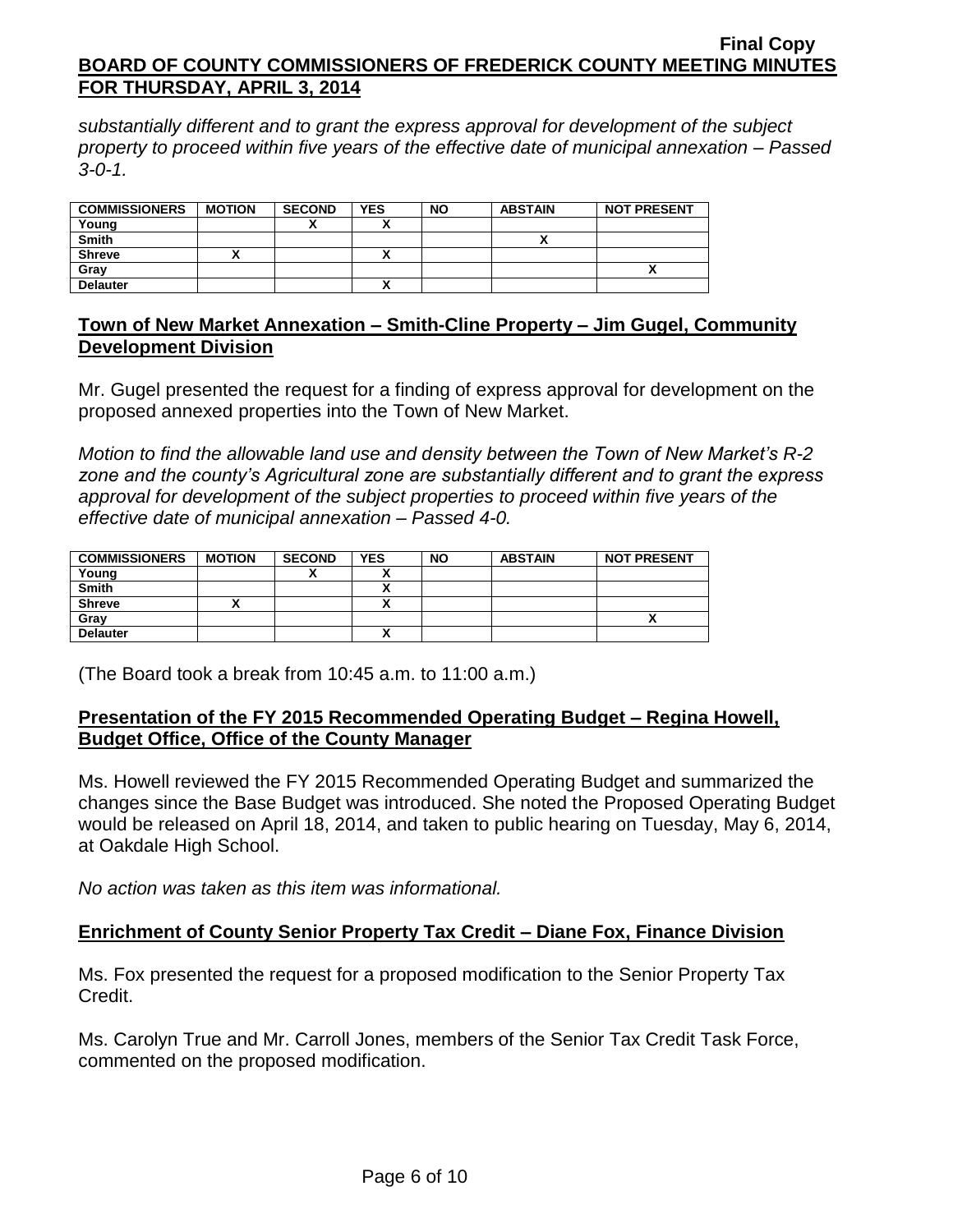*substantially different and to grant the express approval for development of the subject property to proceed within five years of the effective date of municipal annexation – Passed 3-0-1.*

| COMMISSIONERS | MOTION | SECOND | YES | NO | ABSTAIN | NOT PRESENT |
|---|---|---|---|---|---|---|
| Young | | X | X | | | |
| Smith | | | | | X | |
| Shreve | X | | X | | | |
| Gray | | | | | | X |
| Delauter | | | X | | | |

## Town of New Market Annexation – Smith-Cline Property – Jim Gugel, Community Development Division

Mr. Gugel presented the request for a finding of express approval for development on the proposed annexed properties into the Town of New Market.

*Motion to find the allowable land use and density between the Town of New Market's R-2 zone and the county's Agricultural zone are substantially different and to grant the express approval for development of the subject properties to proceed within five years of the effective date of municipal annexation – Passed 4-0.*

| COMMISSIONERS | MOTION | SECOND | YES | NO | ABSTAIN | NOT PRESENT |
|---|---|---|---|---|---|---|
| Young | | X | X | | | |
| Smith | | | X | | | |
| Shreve | X | | X | | | |
| Gray | | | | | | X |
| Delauter | | | X | | | |

(The Board took a break from 10:45 a.m. to 11:00 a.m.)

## Presentation of the FY 2015 Recommended Operating Budget – Regina Howell, Budget Office, Office of the County Manager

Ms. Howell reviewed the FY 2015 Recommended Operating Budget and summarized the changes since the Base Budget was introduced. She noted the Proposed Operating Budget would be released on April 18, 2014, and taken to public hearing on Tuesday, May 6, 2014, at Oakdale High School.

*No action was taken as this item was informational.*

## Enrichment of County Senior Property Tax Credit – Diane Fox, Finance Division

Ms. Fox presented the request for a proposed modification to the Senior Property Tax Credit.

Ms. Carolyn True and Mr. Carroll Jones, members of the Senior Tax Credit Task Force, commented on the proposed modification.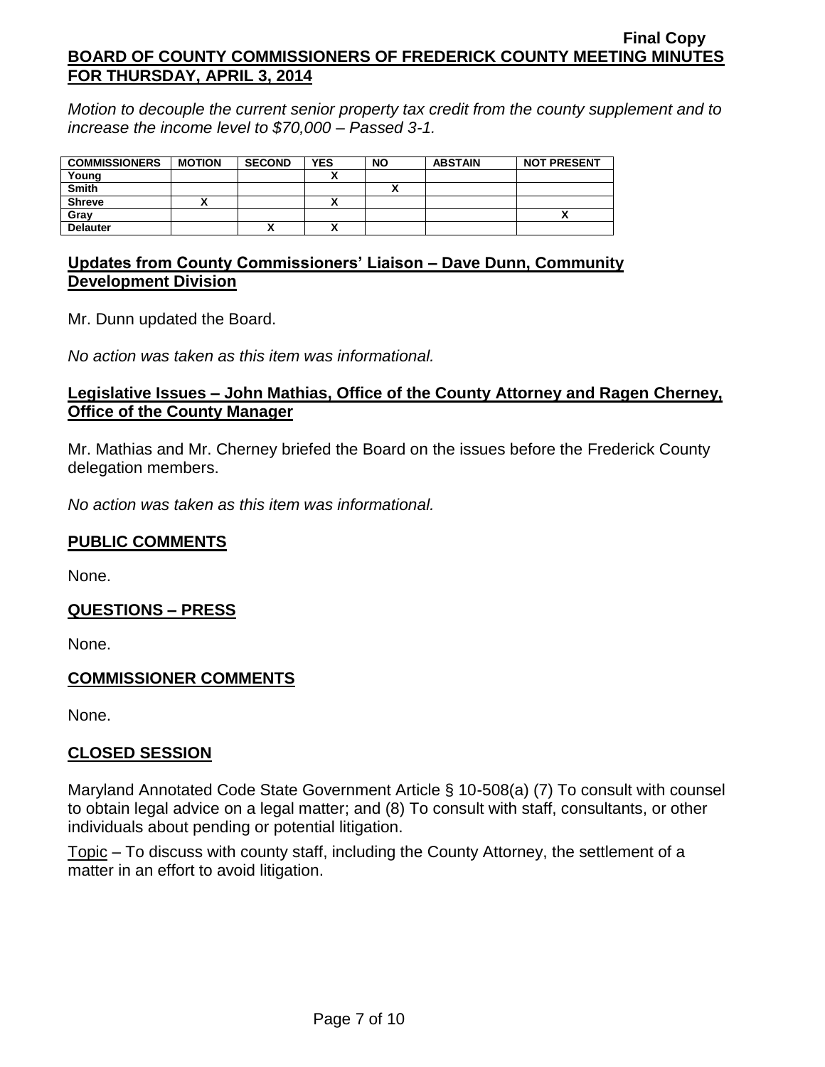*Motion to decouple the current senior property tax credit from the county supplement and to increase the income level to $70,000 – Passed 3-1.*

| COMMISSIONERS | MOTION | SECOND | YES | NO | ABSTAIN | NOT PRESENT |
|---|---|---|---|---|---|---|
| Young | | | X | | | |
| Smith | | | | X | | |
| Shreve | X | | X | | | |
| Gray | | | | | | X |
| Delauter | | X | X | | | |

## Updates from County Commissioners' Liaison – Dave Dunn, Community Development Division

Mr. Dunn updated the Board.

*No action was taken as this item was informational.*

## Legislative Issues – John Mathias, Office of the County Attorney and Ragen Cherney, Office of the County Manager

Mr. Mathias and Mr. Cherney briefed the Board on the issues before the Frederick County delegation members.

*No action was taken as this item was informational.*

## PUBLIC COMMENTS

None.

## QUESTIONS – PRESS

None.

## COMMISSIONER COMMENTS

None.

## CLOSED SESSION

Maryland Annotated Code State Government Article § 10-508(a) (7) To consult with counsel to obtain legal advice on a legal matter; and (8) To consult with staff, consultants, or other individuals about pending or potential litigation.

Topic – To discuss with county staff, including the County Attorney, the settlement of a matter in an effort to avoid litigation.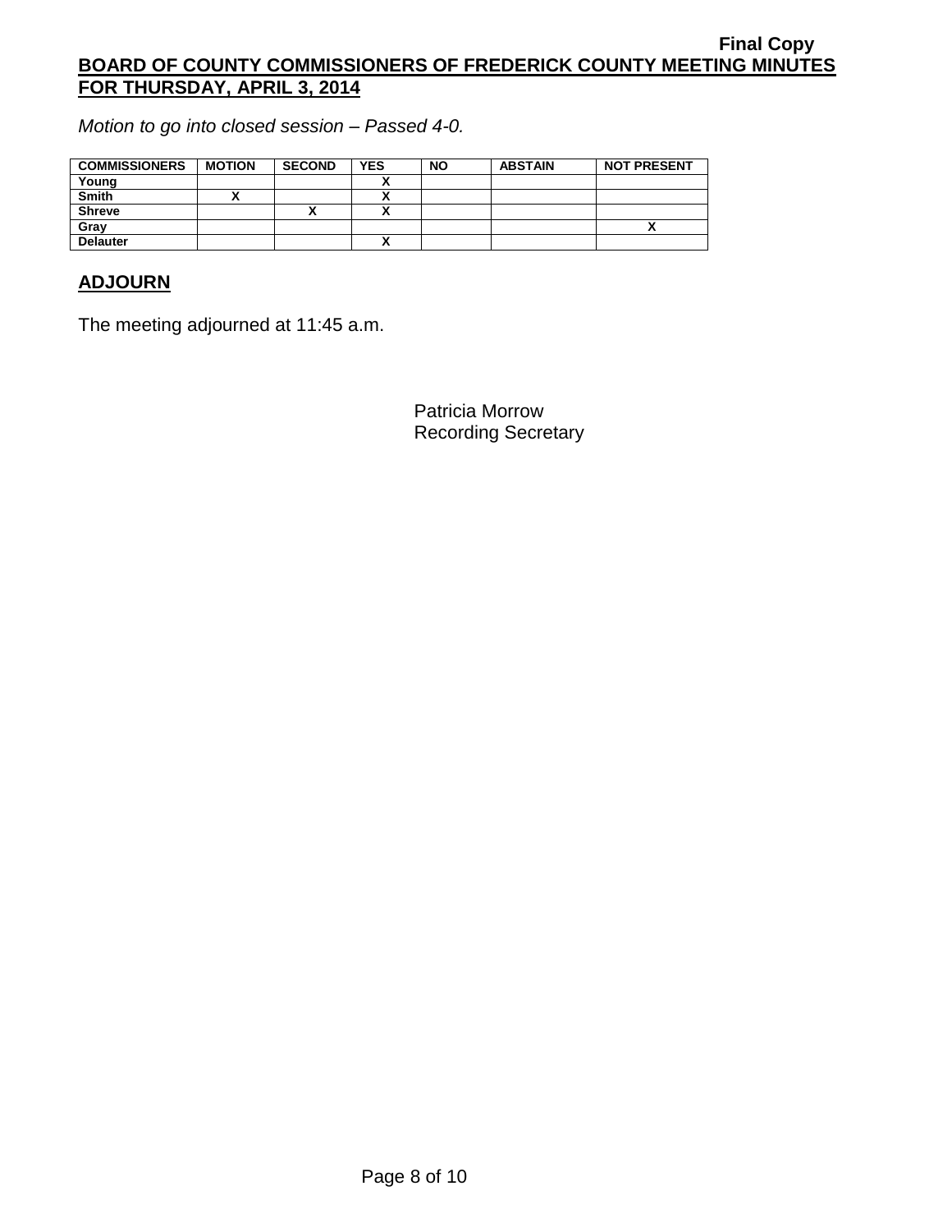*Motion to go into closed session – Passed 4-0.*

| COMMISSIONERS | MOTION | SECOND | YES | NO | ABSTAIN | NOT PRESENT |
|---|---|---|---|---|---|---|
| Young | | | X | | | |
| Smith | X | | X | | | |
| Shreve | | X | X | | | |
| Gray | | | | | | X |
| Delauter | | | X | | | |

## ADJOURN

The meeting adjourned at 11:45 a.m.

Patricia Morrow
Recording Secretary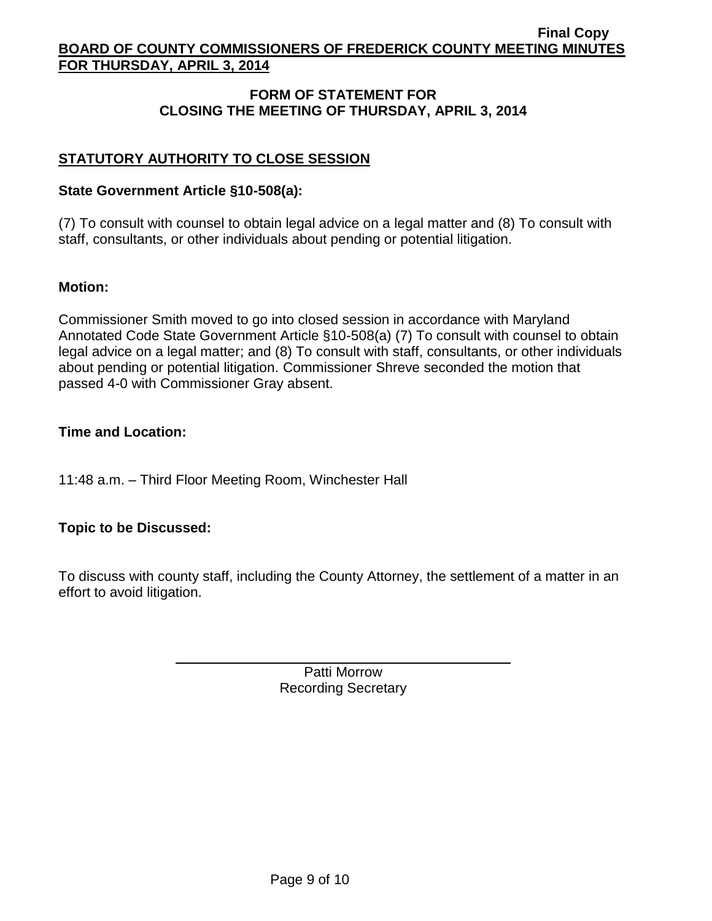## FORM OF STATEMENT FOR CLOSING THE MEETING OF THURSDAY, APRIL 3, 2014

### STATUTORY AUTHORITY TO CLOSE SESSION

**State Government Article §10-508(a):**

(7) To consult with counsel to obtain legal advice on a legal matter and (8) To consult with staff, consultants, or other individuals about pending or potential litigation.

**Motion:**

Commissioner Smith moved to go into closed session in accordance with Maryland Annotated Code State Government Article §10-508(a) (7) To consult with counsel to obtain legal advice on a legal matter; and (8) To consult with staff, consultants, or other individuals about pending or potential litigation. Commissioner Shreve seconded the motion that passed 4-0 with Commissioner Gray absent.

**Time and Location:**

11:48 a.m. – Third Floor Meeting Room, Winchester Hall

**Topic to be Discussed:**

To discuss with county staff, including the County Attorney, the settlement of a matter in an effort to avoid litigation.

Patti Morrow
Recording Secretary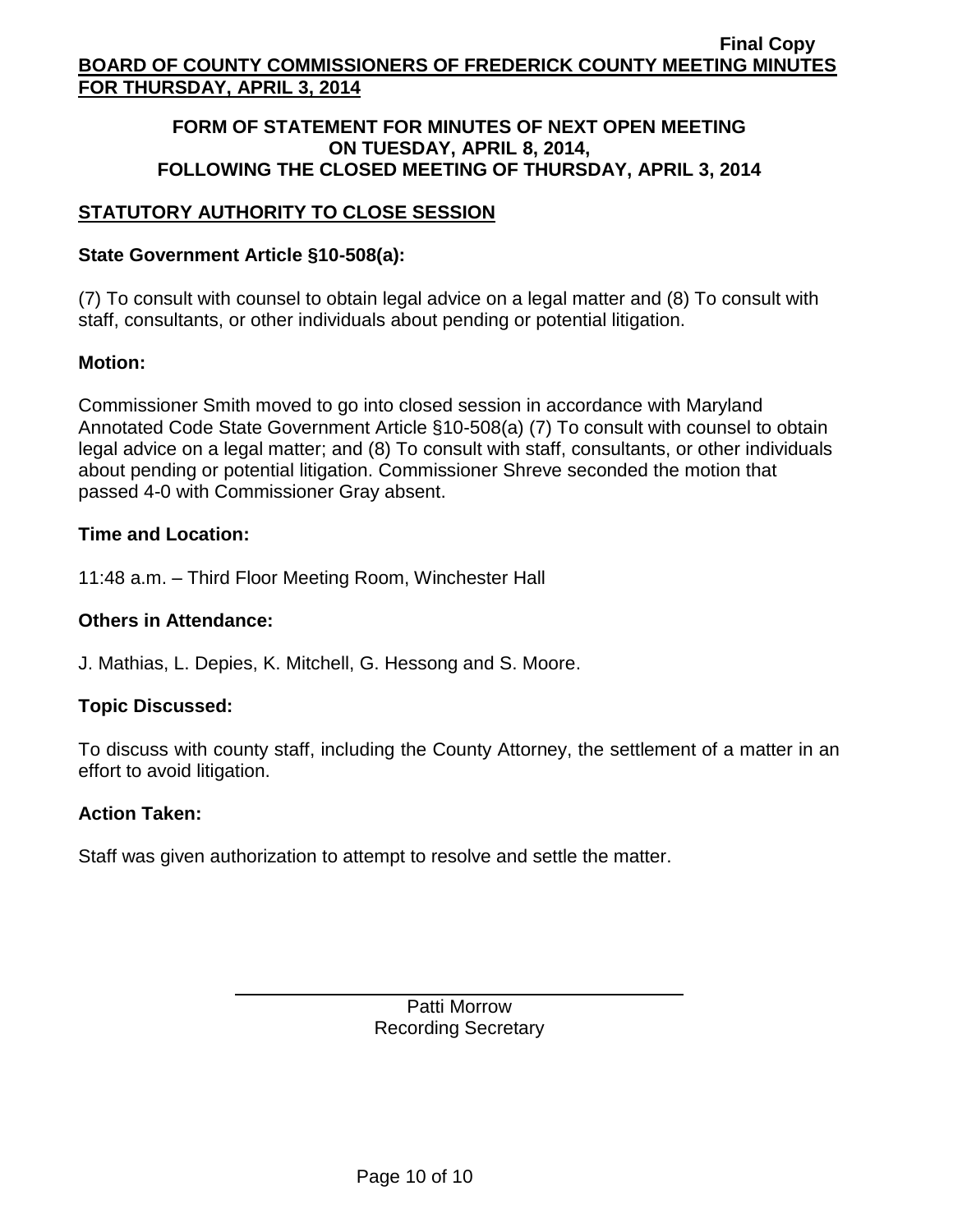**FORM OF STATEMENT FOR MINUTES OF NEXT OPEN MEETING ON TUESDAY, APRIL 8, 2014, FOLLOWING THE CLOSED MEETING OF THURSDAY, APRIL 3, 2014**

## STATUTORY AUTHORITY TO CLOSE SESSION

**State Government Article §10-508(a):**

(7) To consult with counsel to obtain legal advice on a legal matter and (8) To consult with staff, consultants, or other individuals about pending or potential litigation.

**Motion:**

Commissioner Smith moved to go into closed session in accordance with Maryland Annotated Code State Government Article §10-508(a) (7) To consult with counsel to obtain legal advice on a legal matter; and (8) To consult with staff, consultants, or other individuals about pending or potential litigation. Commissioner Shreve seconded the motion that passed 4-0 with Commissioner Gray absent.

**Time and Location:**

11:48 a.m. – Third Floor Meeting Room, Winchester Hall

**Others in Attendance:**

J. Mathias, L. Depies, K. Mitchell, G. Hessong and S. Moore.

**Topic Discussed:**

To discuss with county staff, including the County Attorney, the settlement of a matter in an effort to avoid litigation.

**Action Taken:**

Staff was given authorization to attempt to resolve and settle the matter.

Patti Morrow
Recording Secretary